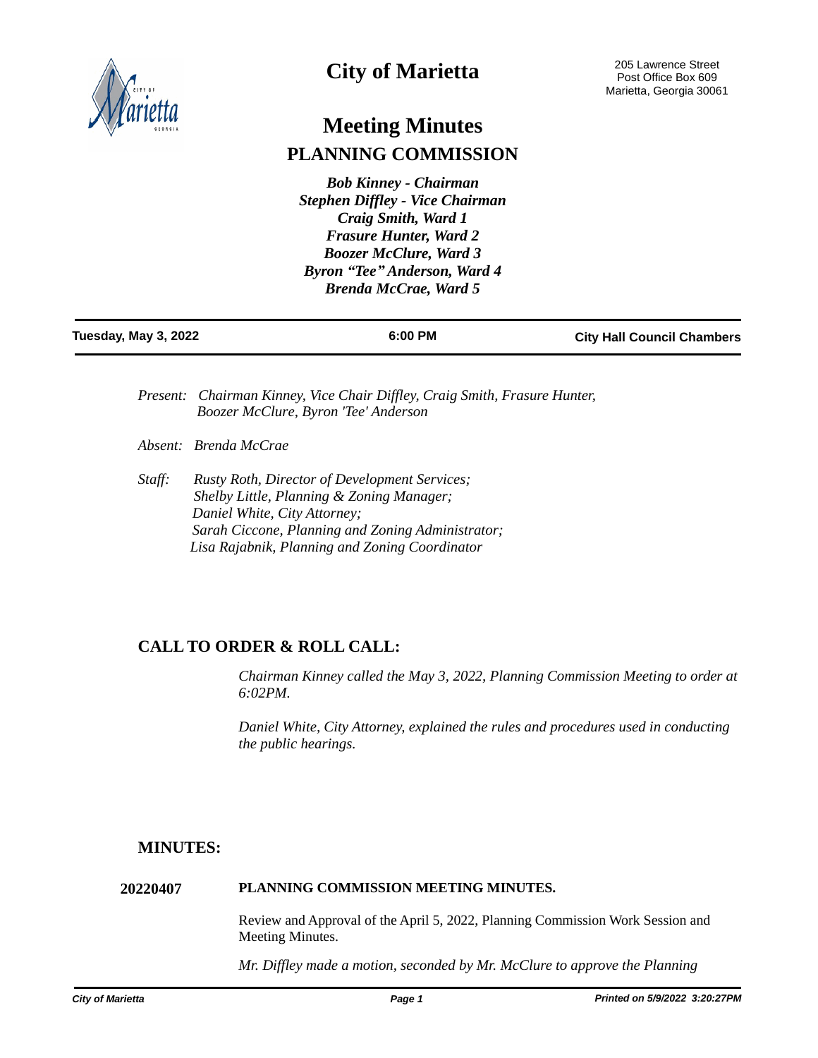# City of Marietta

205 Lawrence Street
Post Office Box 609
Marietta, Georgia 30061

# Meeting Minutes

## PLANNING COMMISSION

***Bob Kinney - Chairman***
***Stephen Diffley - Vice Chairman***
***Craig Smith, Ward 1***
***Frasure Hunter, Ward 2***
***Boozer McClure, Ward 3***
***Byron "Tee" Anderson, Ward 4***
***Brenda McCrae, Ward 5***

| **Tuesday, May 3, 2022** | **6:00 PM** | **City Hall Council Chambers** |
|---|---|---|

*Present: Chairman Kinney, Vice Chair Diffley, Craig Smith, Frasure Hunter, Boozer McClure, Byron 'Tee' Anderson*

*Absent: Brenda McCrae*

*Staff: Rusty Roth, Director of Development Services;*
*Shelby Little, Planning & Zoning Manager;*
*Daniel White, City Attorney;*
*Sarah Ciccone, Planning and Zoning Administrator;*
*Lisa Rajabnik, Planning and Zoning Coordinator*

## CALL TO ORDER & ROLL CALL:

*Chairman Kinney called the May 3, 2022, Planning Commission Meeting to order at 6:02PM.*

*Daniel White, City Attorney, explained the rules and procedures used in conducting the public hearings.*

## MINUTES:

**20220407 PLANNING COMMISSION MEETING MINUTES.**

Review and Approval of the April 5, 2022, Planning Commission Work Session and Meeting Minutes.

*Mr. Diffley made a motion, seconded by Mr. McClure to approve the Planning*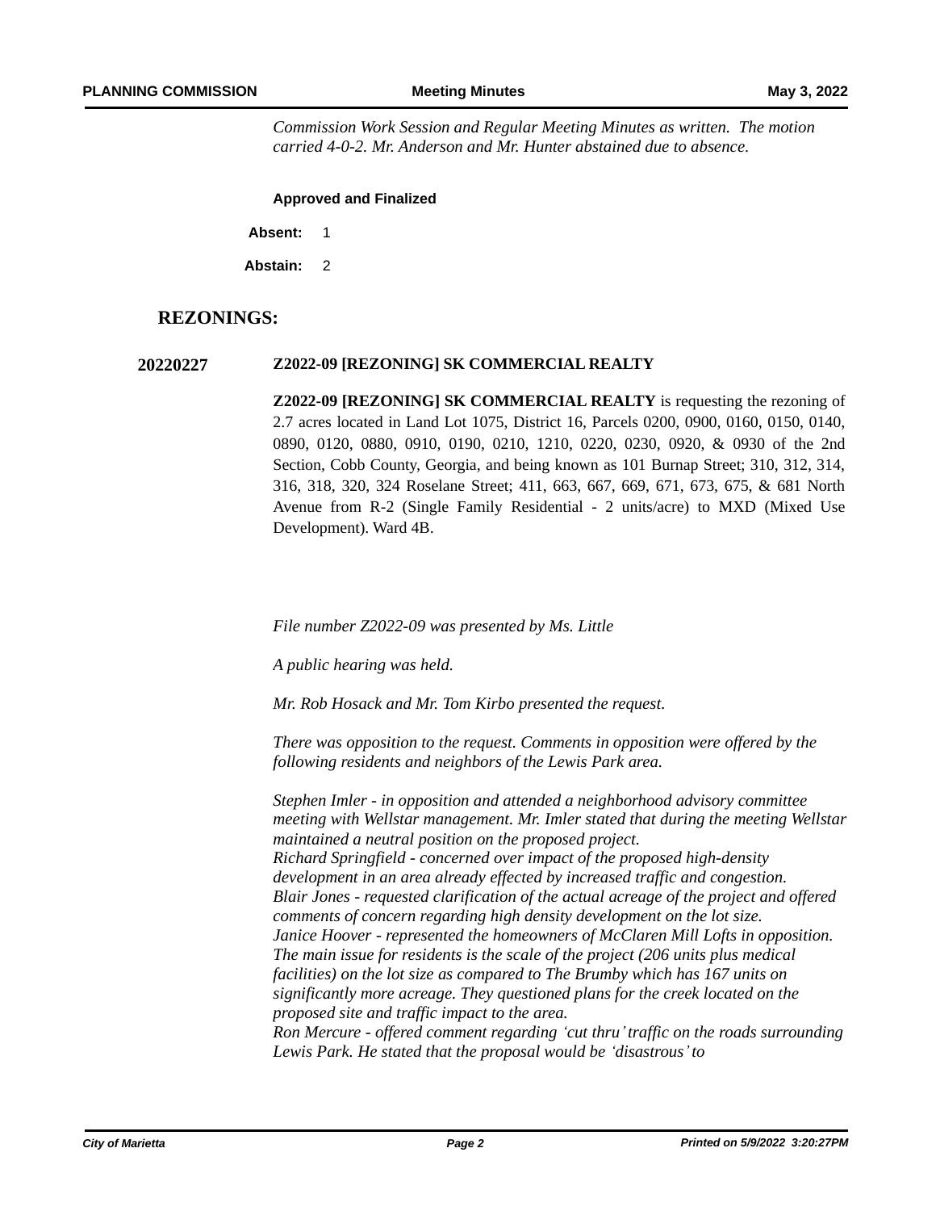*Commission Work Session and Regular Meeting Minutes as written. The motion carried 4-0-2. Mr. Anderson and Mr. Hunter abstained due to absence.*

**Approved and Finalized**

**Absent:** 1

**Abstain:** 2

## REZONINGS:

**20220227** **Z2022-09 [REZONING] SK COMMERCIAL REALTY**

**Z2022-09 [REZONING] SK COMMERCIAL REALTY** is requesting the rezoning of 2.7 acres located in Land Lot 1075, District 16, Parcels 0200, 0900, 0160, 0150, 0140, 0890, 0120, 0880, 0910, 0190, 0210, 1210, 0220, 0230, 0920, & 0930 of the 2nd Section, Cobb County, Georgia, and being known as 101 Burnap Street; 310, 312, 314, 316, 318, 320, 324 Roselane Street; 411, 663, 667, 669, 671, 673, 675, & 681 North Avenue from R-2 (Single Family Residential - 2 units/acre) to MXD (Mixed Use Development). Ward 4B.

*File number Z2022-09 was presented by Ms. Little*

*A public hearing was held.*

*Mr. Rob Hosack and Mr. Tom Kirbo presented the request.*

*There was opposition to the request. Comments in opposition were offered by the following residents and neighbors of the Lewis Park area.*

*Stephen Imler - in opposition and attended a neighborhood advisory committee meeting with Wellstar management. Mr. Imler stated that during the meeting Wellstar maintained a neutral position on the proposed project.*
*Richard Springfield - concerned over impact of the proposed high-density development in an area already effected by increased traffic and congestion.*
*Blair Jones - requested clarification of the actual acreage of the project and offered comments of concern regarding high density development on the lot size.*
*Janice Hoover - represented the homeowners of McClaren Mill Lofts in opposition. The main issue for residents is the scale of the project (206 units plus medical facilities) on the lot size as compared to The Brumby which has 167 units on significantly more acreage. They questioned plans for the creek located on the proposed site and traffic impact to the area.*
*Ron Mercure - offered comment regarding 'cut thru' traffic on the roads surrounding Lewis Park. He stated that the proposal would be 'disastrous' to*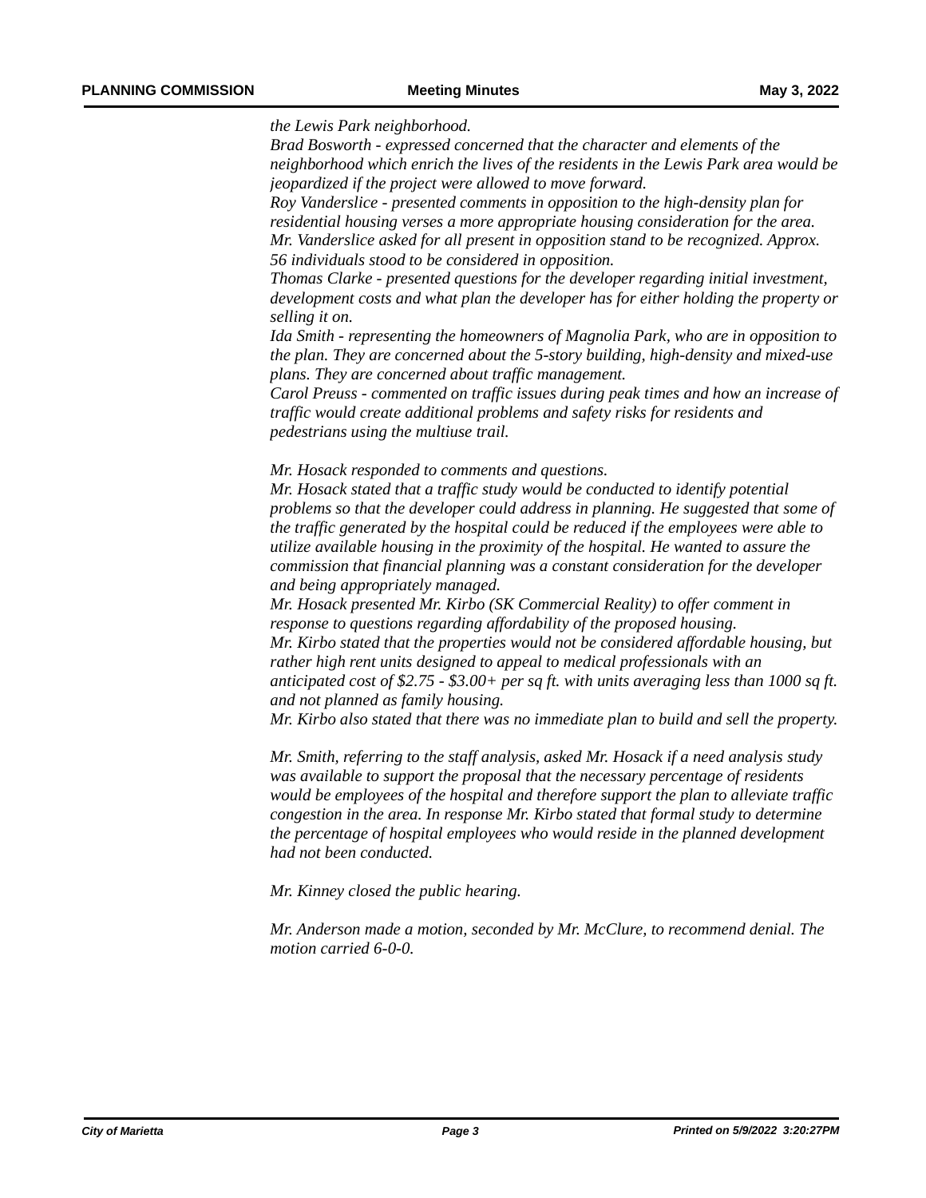*the Lewis Park neighborhood.*
*Brad Bosworth - expressed concerned that the character and elements of the neighborhood which enrich the lives of the residents in the Lewis Park area would be jeopardized if the project were allowed to move forward.*
*Roy Vanderslice - presented comments in opposition to the high-density plan for residential housing verses a more appropriate housing consideration for the area. Mr. Vanderslice asked for all present in opposition stand to be recognized. Approx. 56 individuals stood to be considered in opposition.*
*Thomas Clarke - presented questions for the developer regarding initial investment, development costs and what plan the developer has for either holding the property or selling it on.*
*Ida Smith - representing the homeowners of Magnolia Park, who are in opposition to the plan. They are concerned about the 5-story building, high-density and mixed-use plans. They are concerned about traffic management.*
*Carol Preuss - commented on traffic issues during peak times and how an increase of traffic would create additional problems and safety risks for residents and pedestrians using the multiuse trail.*

*Mr. Hosack responded to comments and questions.*
*Mr. Hosack stated that a traffic study would be conducted to identify potential problems so that the developer could address in planning. He suggested that some of the traffic generated by the hospital could be reduced if the employees were able to utilize available housing in the proximity of the hospital. He wanted to assure the commission that financial planning was a constant consideration for the developer and being appropriately managed.*
*Mr. Hosack presented Mr. Kirbo (SK Commercial Reality) to offer comment in response to questions regarding affordability of the proposed housing.*
*Mr. Kirbo stated that the properties would not be considered affordable housing, but rather high rent units designed to appeal to medical professionals with an anticipated cost of $2.75 - $3.00+ per sq ft. with units averaging less than 1000 sq ft. and not planned as family housing.*
*Mr. Kirbo also stated that there was no immediate plan to build and sell the property.*

*Mr. Smith, referring to the staff analysis, asked Mr. Hosack if a need analysis study was available to support the proposal that the necessary percentage of residents would be employees of the hospital and therefore support the plan to alleviate traffic congestion in the area. In response Mr. Kirbo stated that formal study to determine the percentage of hospital employees who would reside in the planned development had not been conducted.*

*Mr. Kinney closed the public hearing.*

*Mr. Anderson made a motion, seconded by Mr. McClure, to recommend denial. The motion carried 6-0-0.*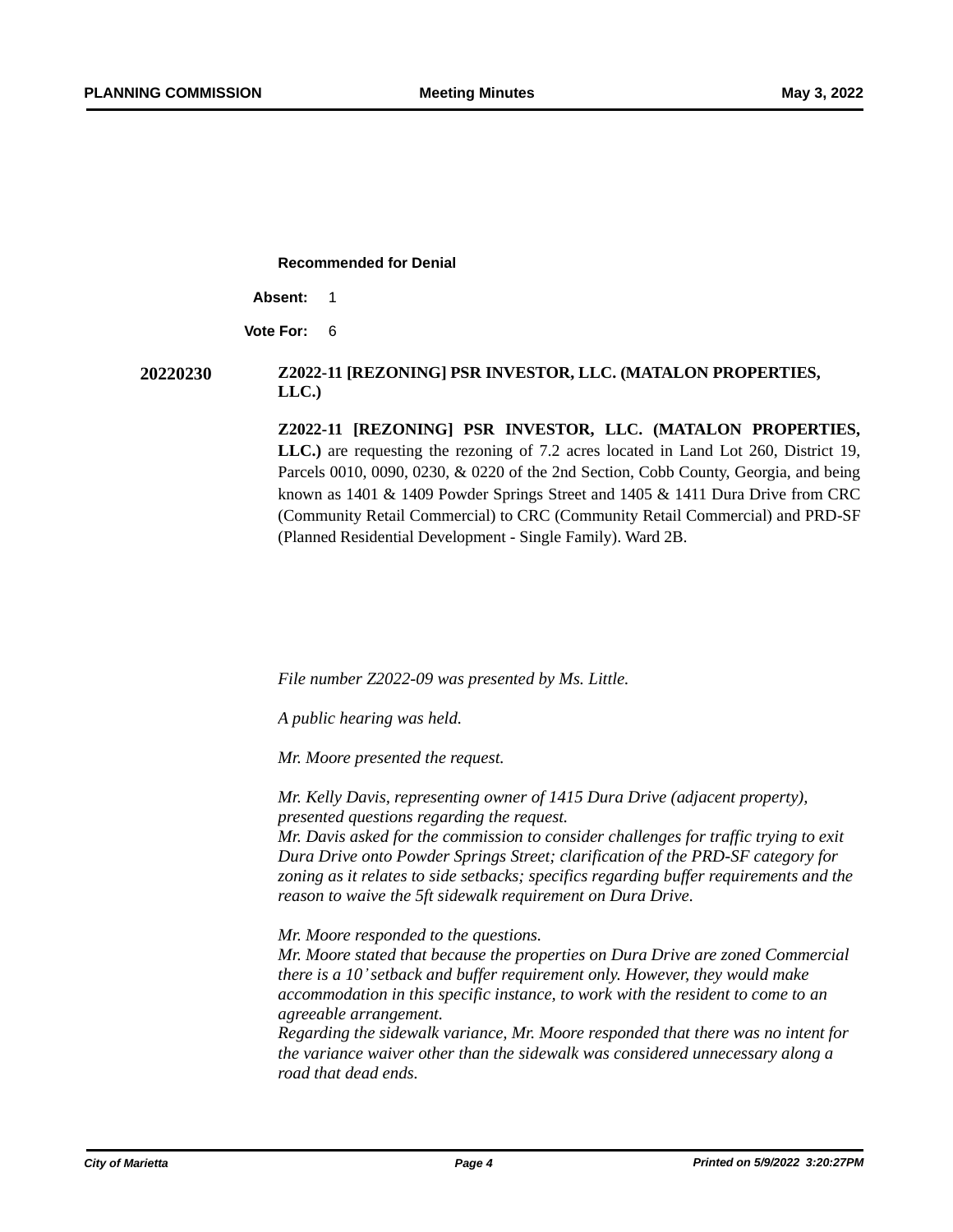**Recommended for Denial**

**Absent:** 1

**Vote For:** 6

**20220230** **Z2022-11 [REZONING] PSR INVESTOR, LLC. (MATALON PROPERTIES, LLC.)**

**Z2022-11 [REZONING] PSR INVESTOR, LLC. (MATALON PROPERTIES, LLC.)** are requesting the rezoning of 7.2 acres located in Land Lot 260, District 19, Parcels 0010, 0090, 0230, & 0220 of the 2nd Section, Cobb County, Georgia, and being known as 1401 & 1409 Powder Springs Street and 1405 & 1411 Dura Drive from CRC (Community Retail Commercial) to CRC (Community Retail Commercial) and PRD-SF (Planned Residential Development - Single Family). Ward 2B.

*File number Z2022-09 was presented by Ms. Little.*

*A public hearing was held.*

*Mr. Moore presented the request.*

*Mr. Kelly Davis, representing owner of 1415 Dura Drive (adjacent property), presented questions regarding the request.*
*Mr. Davis asked for the commission to consider challenges for traffic trying to exit Dura Drive onto Powder Springs Street; clarification of the PRD-SF category for zoning as it relates to side setbacks; specifics regarding buffer requirements and the reason to waive the 5ft sidewalk requirement on Dura Drive.*

*Mr. Moore responded to the questions.*
*Mr. Moore stated that because the properties on Dura Drive are zoned Commercial there is a 10' setback and buffer requirement only. However, they would make accommodation in this specific instance, to work with the resident to come to an agreeable arrangement.*
*Regarding the sidewalk variance, Mr. Moore responded that there was no intent for the variance waiver other than the sidewalk was considered unnecessary along a road that dead ends.*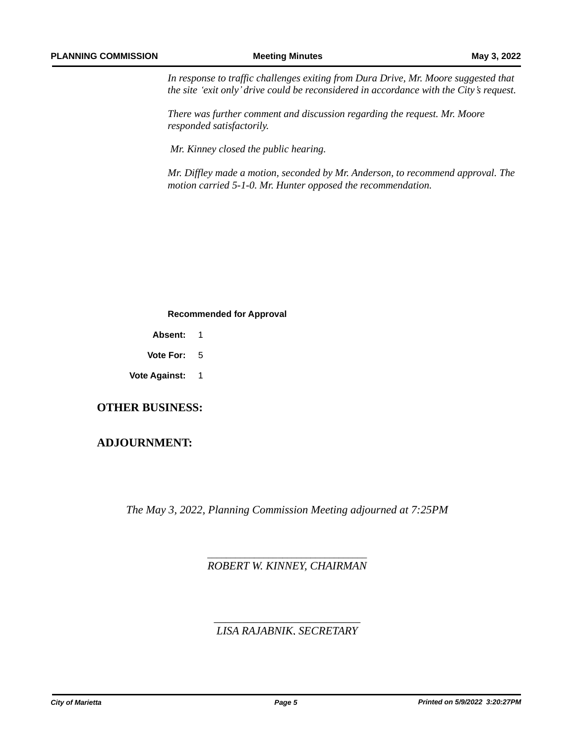*In response to traffic challenges exiting from Dura Drive, Mr. Moore suggested that the site 'exit only' drive could be reconsidered in accordance with the City's request.*

*There was further comment and discussion regarding the request. Mr. Moore responded satisfactorily.*

*Mr. Kinney closed the public hearing.*

*Mr. Diffley made a motion, seconded by Mr. Anderson, to recommend approval. The motion carried 5-1-0. Mr. Hunter opposed the recommendation.*

**Recommended for Approval**

| | |
|---|---|
| **Absent:** | 1 |
| **Vote For:** | 5 |
| **Vote Against:** | 1 |

## OTHER BUSINESS:

## ADJOURNMENT:

*The May 3, 2022, Planning Commission Meeting adjourned at 7:25PM*

______________________________
*ROBERT W. KINNEY, CHAIRMAN*

______________________________
*LISA RAJABNIK, SECRETARY*